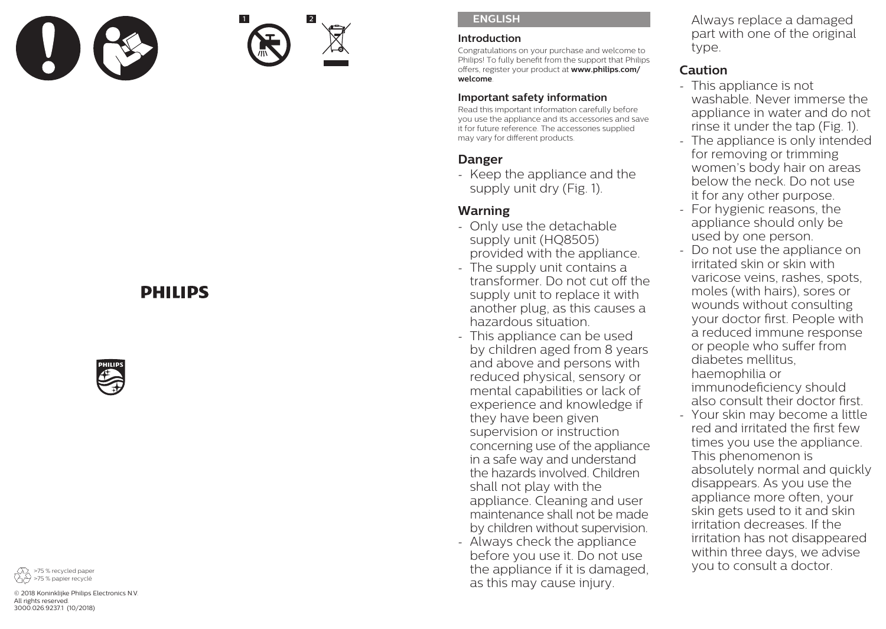1 2

PHILIPS

>75 % recycled paper
>75 % papier recyclé

© 2018 Koninklijke Philips Electronics N.V.
All rights reserved.
3000.026.9237.1 (10/2018)

## ENGLISH

### Introduction

Congratulations on your purchase and welcome to Philips! To fully benefit from the support that Philips offers, register your product at **www.philips.com/welcome**.

### Important safety information

Read this important information carefully before you use the appliance and its accessories and save it for future reference. The accessories supplied may vary for different products.

### Danger

- Keep the appliance and the supply unit dry (Fig. 1).

### Warning

- Only use the detachable supply unit (HQ8505) provided with the appliance.
- The supply unit contains a transformer. Do not cut off the supply unit to replace it with another plug, as this causes a hazardous situation.
- This appliance can be used by children aged from 8 years and above and persons with reduced physical, sensory or mental capabilities or lack of experience and knowledge if they have been given supervision or instruction concerning use of the appliance in a safe way and understand the hazards involved. Children shall not play with the appliance. Cleaning and user maintenance shall not be made by children without supervision.
- Always check the appliance before you use it. Do not use the appliance if it is damaged, as this may cause injury. Always replace a damaged part with one of the original type.

### Caution

- This appliance is not washable. Never immerse the appliance in water and do not rinse it under the tap (Fig. 1).
- The appliance is only intended for removing or trimming women's body hair on areas below the neck. Do not use it for any other purpose.
- For hygienic reasons, the appliance should only be used by one person.
- Do not use the appliance on irritated skin or skin with varicose veins, rashes, spots, moles (with hairs), sores or wounds without consulting your doctor first. People with a reduced immune response or people who suffer from diabetes mellitus, haemophilia or immunodeficiency should also consult their doctor first.
- Your skin may become a little red and irritated the first few times you use the appliance. This phenomenon is absolutely normal and quickly disappears. As you use the appliance more often, your skin gets used to it and skin irritation decreases. If the irritation has not disappeared within three days, we advise you to consult a doctor.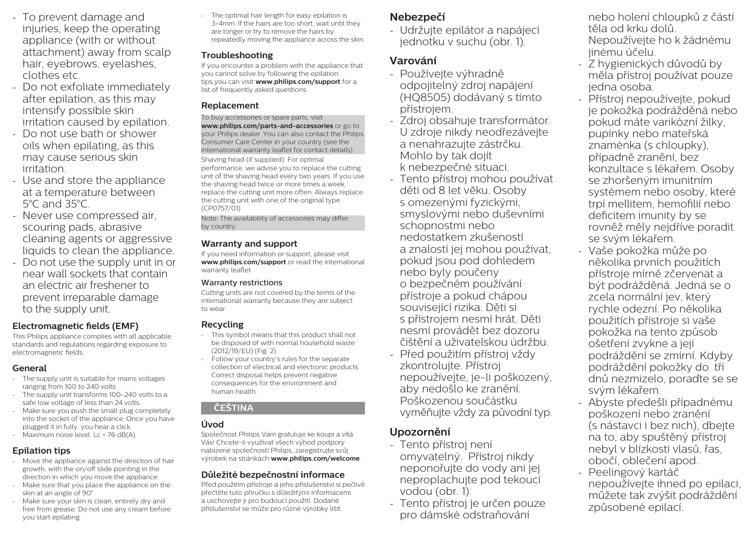- To prevent damage and injuries, keep the operating appliance (with or without attachment) away from scalp hair, eyebrows, eyelashes, clothes etc.
- Do not exfoliate immediately after epilation, as this may intensify possible skin irritation caused by epilation.
- Do not use bath or shower oils when epilating, as this may cause serious skin irritation.
- Use and store the appliance at a temperature between 5°C and 35°C.
- Never use compressed air, scouring pads, abrasive cleaning agents or aggressive liquids to clean the appliance.
- Do not use the supply unit in or near wall sockets that contain an electric air freshener to prevent irreparable damage to the supply unit.

### Electromagnetic fields (EMF)

This Philips appliance complies with all applicable standards and regulations regarding exposure to electromagnetic fields.

### General

- The supply unit is suitable for mains voltages ranging from 100 to 240 volts.
- The supply unit transforms 100-240 volts to a safe low voltage of less than 24 volts.
- Make sure you push the small plug completely into the socket of the appliance. Once you have plugged it in fully, you hear a click.
- Maximum noise level: Lc = 76 dB(A).

### Epilation tips

- Move the appliance against the direction of hair growth, with the on/off slide pointing in the direction in which you move the appliance.
- Make sure that you place the appliance on the skin at an angle of 90°.
- Make sure your skin is clean, entirely dry and free from grease. Do not use any cream before you start epilating.
- The optimal hair length for easy epilation is 3-4mm. If the hairs are too short, wait until they are longer or try to remove the hairs by repeatedly moving the appliance across the skin.

### Troubleshooting

If you encounter a problem with the appliance that you cannot solve by following the epilation tips,you can visit **www.philips.com/support** for a list of frequently asked questions.

### Replacement

To buy accessories or spare parts, visit **www.philips.com/parts-and-accessories** or go to your Philips dealer. You can also contact the Philips Consumer Care Center in your country (see the international warranty leaflet for contact details).

Shaving head (if supplied): For optimal performance, we advise you to replace the cutting unit of the shaving head every two years. If you use the shaving head twice or more times a week, replace the cutting unit more often. Always replace the cutting unit with one of the original type (CP0757/01).

Note: The availability of accessories may differ by country.

### Warranty and support

If you need information or support, please visit **www.philips.com/support** or read the international warranty leaflet.

#### Warranty restrictions

Cutting units are not covered by the terms of the international warranty because they are subject to wear.

### Recycling

- This symbol means that this product shall not be disposed of with normal household waste (2012/19/EU) (Fig. 2).
- Follow your country's rules for the separate collection of electrical and electronic products. Correct disposal helps prevent negative consequences for the environment and human health.

## ČEŠTINA

### Úvod

Společnost Philips Vám gratuluje ke koupi a vítá Vás! Chcete-li využívat všech výhod podpory nabízené společností Philips, zaregistrujte svůj výrobek na stránkách **www.philips.com/welcome**.

### Důležité bezpečnostní informace

Před použitím přístroje a jeho příslušenství si pečlivě přečtěte tuto příručku s důležitými informacemi a uschovejte ji pro budoucí použití. Dodané příslušenství se může pro různé výrobky lišit.

### Nebezpečí

- Udržujte epilátor a napájecí jednotku v suchu (obr. 1).

### Varování

- Používejte výhradně odpojitelný zdroj napájení (HQ8505) dodávaný s tímto přístrojem.
- Zdroj obsahuje transformátor. U zdroje nikdy neodřezávejte a nenahrazujte zástrčku. Mohlo by tak dojít k nebezpečné situaci.
- Tento přístroj mohou používat děti od 8 let věku. Osoby s omezenými fyzickými, smyslovými nebo duševními schopnostmi nebo nedostatkem zkušeností a znalostí jej mohou používat, pokud jsou pod dohledem nebo byly poučeny o bezpečném používání přístroje a pokud chápou související rizika. Děti si s přístrojem nesmí hrát. Děti nesmí provádět bez dozoru čištění a uživatelskou údržbu.
- Před použitím přístroj vždy zkontrolujte. Přístroj nepoužívejte, je-li poškozený, aby nedošlo ke zranění. Poškozenou součástku vyměňujte vždy za původní typ.

### Upozornění

- Tento přístroj není omyvatelný. Přístroj nikdy neponořujte do vody ani jej neproplachujte pod tekoucí vodou (obr. 1).
- Tento přístroj je určen pouze pro dámské odstraňování nebo holení chloupků z částí těla od krku dolů. Nepoužívejte ho k žádnému jinému účelu.
- Z hygienických důvodů by měla přístroj používat pouze jedna osoba.
- Přístroj nepoužívejte, pokud je pokožka podrážděná nebo pokud máte varikózní žilky, pupínky nebo mateřská znaménka (s chloupky), případně zranění, bez konzultace s lékařem. Osoby se zhoršeným imunitním systémem nebo osoby, které trpí mellitem, hemofilií nebo deficitem imunity by se rovněž měly nejdříve poradit se svým lékařem.
- Vaše pokožka může po několika prvních použitích přístroje mírně zčervenat a být podrážděná. Jedná se o zcela normální jev, který rychle odezní. Po několika použitích přístroje si vaše pokožka na tento způsob ošetření zvykne a její podráždění se zmírní. Kdyby podráždění pokožky do tří dnů nezmizelo, poraďte se se svým lékařem.
- Abyste předešli případnému poškození nebo zranění (s nástavci i bez nich), dbejte na to, aby spuštěný přístroj nebyl v blízkosti vlasů, řas, obočí, oblečení apod.
- Peelingový kartáč nepoužívejte ihned po epilaci, můžete tak zvýšit podráždění způsobené epilací.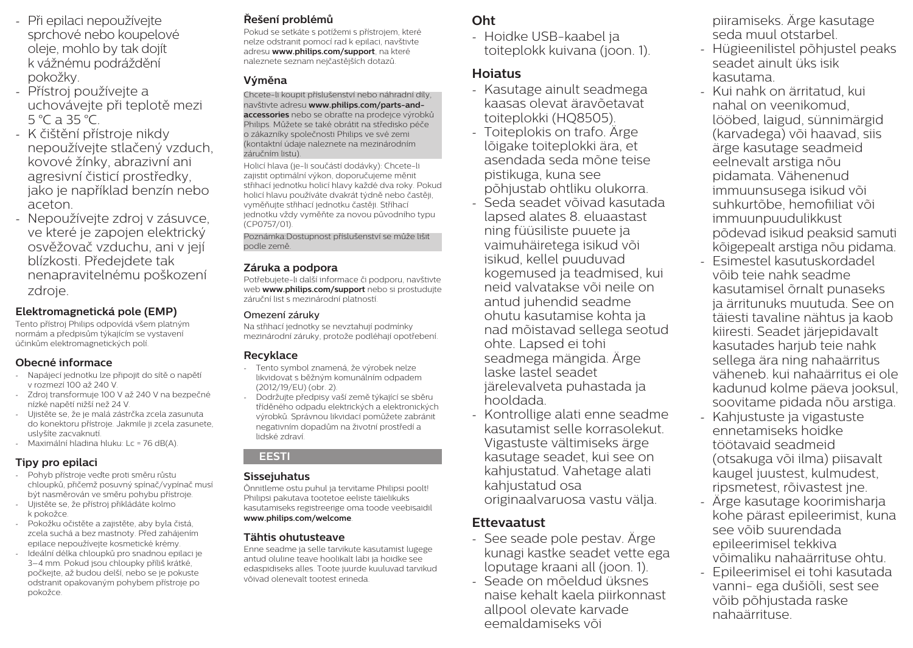- Při epilaci nepoužívejte sprchové nebo koupelové oleje, mohlo by tak dojít k vážnému podráždění pokožky.
- Přístroj používejte a uchovávejte při teplotě mezi 5 °C a 35 °C.
- K čištění přístroje nikdy nepoužívejte stlačený vzduch, kovové žínky, abrazivní ani agresivní čisticí prostředky, jako je například benzín nebo aceton.
- Nepoužívejte zdroj v zásuvce, ve které je zapojen elektrický osvěžovač vzduchu, ani v její blízkosti. Předejdete tak nenapravitelnému poškození zdroje.

### Elektromagnetická pole (EMP)

Tento přístroj Philips odpovídá všem platným normám a předpisům týkajícím se vystavení účinkům elektromagnetických polí.

### Obecné informace

- Napájecí jednotku lze připojit do sítě o napětí v rozmezí 100 až 240 V.
- Zdroj transformuje 100 V až 240 V na bezpečné nízké napětí nižší než 24 V.
- Ujistěte se, že je malá zástrčka zcela zasunuta do konektoru přístroje. Jakmile ji zcela zasunete, uslyšíte zacvaknutí.
- Maximální hladina hluku: Lc = 76 dB(A).

### Tipy pro epilaci

- Pohyb přístroje veďte proti směru růstu chloupků, přičemž posuvný spínač/vypínač musí být nasměrován ve směru pohybu přístroje.
- Ujistěte se, že přístroj přikládáte kolmo k pokožce.
- Pokožku očistěte a zajistěte, aby byla čistá, zcela suchá a bez mastnoty. Před zahájením epilace nepoužívejte kosmetické krémy.
- Ideální délka chloupků pro snadnou epilaci je 3–4 mm. Pokud jsou chloupky příliš krátké, počkejte, až budou delší, nebo se je pokuste odstranit opakovaným pohybem přístroje po pokožce.

### Řešení problémů

Pokud se setkáte s potížemi s přístrojem, které nelze odstranit pomocí rad k epilaci, navštivte adresu **www.philips.com/support**, na které naleznete seznam nejčastějších dotazů.

### Výměna

Chcete-li koupit příslušenství nebo náhradní díly, navštivte adresu **www.philips.com/parts-and-accessories** nebo se obraťte na prodejce výrobků Philips. Můžete se také obrátit na středisko péče o zákazníky společnosti Philips ve své zemi (kontaktní údaje naleznete na mezinárodním záručním listu).

Holicí hlava (je-li součástí dodávky): Chcete-li zajistit optimální výkon, doporučujeme měnit stříhací jednotku holicí hlavy každé dva roky. Pokud holicí hlavu používáte dvakrát týdně nebo častěji, vyměňujte stříhací jednotku častěji. Stříhací jednotku vždy vyměňte za novou původního typu (CP0757/01).

Poznámka:Dostupnost příslušenství se může lišit podle země.

### Záruka a podpora

Potřebujete-li další informace či podporu, navštivte web **www.philips.com/support** nebo si prostudujte záruční list s mezinárodní platností.

#### Omezení záruky

Na stříhací jednotky se nevztahují podmínky mezinárodní záruky, protože podléhají opotřebení.

### Recyklace

- Tento symbol znamená, že výrobek nelze likvidovat s běžným komunálním odpadem (2012/19/EU) (obr. 2).
- Dodržujte předpisy vaší země týkající se sběru tříděného odpadu elektrických a elektronických výrobků. Správnou likvidací pomůžete zabránit negativním dopadům na životní prostředí a lidské zdraví.

## EESTI

### Sissejuhatus

Õnnitleme ostu puhul ja tervitame Philipsi poolt! Philipsi pakutava tootetoe eeliste täielikuks kasutamiseks registreerige oma toode veebisaidil **www.philips.com/welcome**.

### Tähtis ohutusteave

Enne seadme ja selle tarvikute kasutamist lugege antud oluline teave hoolikalt läbi ja hoidke see edaspidiseks alles. Toote juurde kuuluvad tarvikud võivad olenevalt tootest erineda.

### Oht

- Hoidke USB-kaabel ja toiteplokk kuivana (joon. 1).

### Hoiatus

- Kasutage ainult seadmega kaasas olevat äravõetavat toiteplokki (HQ8505).
- Toiteplokis on trafo. Ärge lõigake toiteplokki ära, et asendada seda mõne teise pistikuga, kuna see põhjustab ohtliku olukorra.
- Seda seadet võivad kasutada lapsed alates 8. eluaastast ning füüsiliste puuete ja vaimuhäiretega isikud või isikud, kellel puuduvad kogemused ja teadmised, kui neid valvatakse või neile on antud juhendid seadme ohutu kasutamise kohta ja nad mõistavad sellega seotud ohte. Lapsed ei tohi seadmega mängida. Ärge laske lastel seadet järelevalveta puhastada ja hooldada.
- Kontrollige alati enne seadme kasutamist selle korrasolekut. Vigastuste vältimiseks ärge kasutage seadet, kui see on kahjustatud. Vahetage alati kahjustatud osa originaalvaruosa vastu välja.

### Ettevaatust

- See seade pole pestav. Ärge kunagi kastke seadet vette ega loputage kraani all (joon. 1).
- Seade on mõeldud üksnes naise kehalt kaela piirkonnast allpool olevate karvade eemaldamiseks või piiramiseks. Ärge kasutage seda muul otstarbel.
- Hügieenilistel põhjustel peaks seadet ainult üks isik kasutama.
- Kui nahk on ärritatud, kui nahal on veenikomud, lööbed, laigud, sünnimärgid (karvadega) või haavad, siis ärge kasutage seadmeid eelnevalt arstiga nõu pidamata. Vähenenud immuunsusega isikud või suhkurtõbe, hemofiiliat või immuunpuudulikkust põdevad isikud peaksid samuti kõigepealt arstiga nõu pidama.
- Esimestel kasutuskordadel võib teie nahk seadme kasutamisel õrnalt punaseks ja ärritunuks muutuda. See on täiesti tavaline nähtus ja kaob kiiresti. Seadet järjepidevalt kasutades harjub teie nahk sellega ära ning nahaärritus väheneb. kui nahaärritus ei ole kadunud kolme päeva jooksul, soovitame pidada nõu arstiga.
- Kahjustuste ja vigastuste ennetamiseks hoidke töötavaid seadmeid (otsakuga või ilma) piisavalt kaugel juustest, kulmudest, ripsmetest, rõivastest jne.
- Ärge kasutage koorimisharja kohe pärast epileerimist, kuna see võib suurendada epileerimisel tekkiva võimaliku nahaärrituse ohtu.
- Epileerimisel ei tohi kasutada vanni- ega dušiõli, sest see võib põhjustada raske nahaärrituse.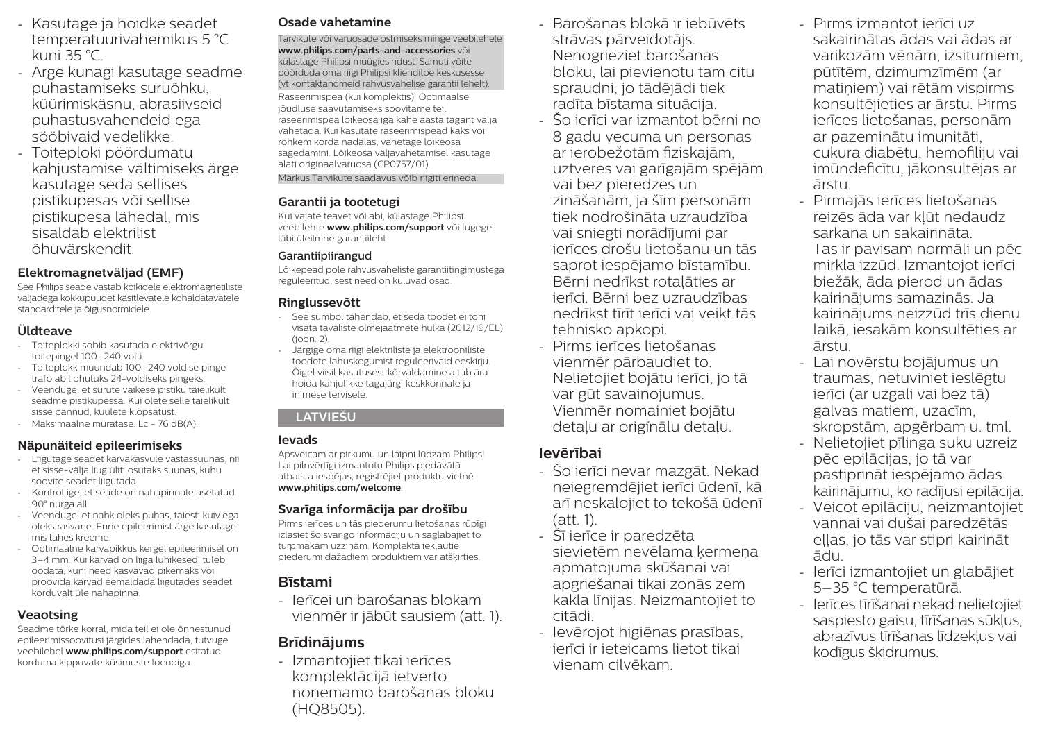- Kasutage ja hoidke seadet temperatuurivahemikus 5 °C kuni 35 °C.
- Ärge kunagi kasutage seadme puhastamiseks suruõhku, küürimiskäsnu, abrasiivseid puhastusvahendeid ega söövitavaid vedelikke.
- Toiteploki pöördumatu kahjustamise vältimiseks ärge kasutage seda sellises pistikupesas või sellise pistikupesa lähedal, mis sisaldab elektrilist õhuvärskendit.

### Elektromagnetväljad (EMF)

See Philipsi seade vastab kõikidele elektromagnetiliste väljadega kokkupuudet käsitlevatele kohaldatavatele standarditele ja õigusnormidele.

### Üldteave

- Toiteplokki sobib kasutada elektrivõrgu toitepingel 100–240 volti.
- Toiteplokk muundab 100–240 voldise pinge trafo abil ohutuks 24-voldiseks pingeks.
- Veenduge, et surute väikese pistiku täielikult seadme pistikupessa. Kui olete selle täielikult sisse pannud, kuulete klõpsatust.
- Maksimaalne müratase: Lc = 76 dB(A).

### Näpunäiteid epileerimiseks

- Liigutage seadet karvakasvule vastassuunas, nii et sisse-välja liugl​üliti osutaks suunas, kuhu soovite seadet liigutada.
- Kontrollige, et seade on nahapinnale asetatud 90° nurga all.
- Veenduge, et nahk oleks puhas, täiesti kuiv ega oleks rasvane. Enne epileerimist ärge kasutage mis tahes kreeme.
- Optimaalne karvapikkus kergel epileerimisel on 3–4 mm. Kui karvad on liiga lühikesed, tuleb oodata, kuni need kasvavad pikemaks või proovida karvad eemaldada liigutades seadet korduvalt üle nahapinna.

### Veaotsing

Seadme tõrke korral, mida teil ei ole õnnestunud epileerimissoovitusi järgides lahendada, tutvuge veebilehel **www.philips.com/support** esitatud korduma kippuvate küsimuste loendiga.

### Osade vahetamine

Tarvikute või varuosade ostmiseks minge veebilehele **www.philips.com/parts-and-accessories** või külastage Philipsi müügiesindust. Samuti võite pöörduda oma riigi Philipsi klienditoe keskusesse (vt kontaktandmeid rahvusvahelise garantii lehelt).

Raseerimispea (kui komplektis): Optimaalse jõudluse saavutamiseks soovitame teil raseerimispea lõikeosa iga kahe aasta tagant välja vahetada. Kui kasutate raseerimispead kaks või rohkem korda nädalas, vahetage lõikeosa sagedamini. Lõikeosa väljavahetamisel kasutage alati originaalvaruosa (CP0757/01).

Märkus:Tarvikute saadavus võib riigiti erineda.

### Garantii ja tootetugi

Kui vajate teavet või abi, külastage Philipsi veebilehte **www.philips.com/support** või lugege läbi üleilmne garantiileht.

#### Garantiipiirangud

Lõikepead pole rahvusvaheliste garantiitingimustega reguleeritud, sest need on kuluvad osad.

### Ringlussevõtt

- See sümbol tähendab, et seda toodet ei tohi visata tavaliste olmejäätmete hulka (2012/19/EL) (joon. 2).
- Järgige oma riigi elektriliste ja elektrooniliste toodete lahuskogumist reguleerivaid eeskirju. Õigel viisil kasutusest kõrvaldamine aitab ära hoida kahjulikke tagajärgi keskkonnale ja inimese tervisele.

## LATVIEŠU

### Ievads

Apsveicam ar pirkumu un laipni lūdzam Philips! Lai pilnvērtīgi izmantotu Philips piedāvātā atbalsta iespējas, reģistrējiet produktu vietnē **www.philips.com/welcome**.

### Svarīga informācija par drošību

Pirms ierīces un tās piederumu lietošanas rūpīgi izlasiet šo svarīgo informāciju un saglabājiet to turpmākām uzziņām. Komplektā iekļautie piederumi dažādiem produktiem var atšķirties.

### Bīstami

- Ierīcei un barošanas blokam vienmēr ir jābūt sausiem (att. 1).

### Brīdinājums

- Izmantojiet tikai ierīces komplektācijā ietverto noņemamo barošanas bloku (HQ8505).
- Barošanas blokā ir iebūvēts strāvas pārveidotājs. Nenogrieziet barošanas bloku, lai pievienotu tam citu spraudni, jo tādējādi tiek radīta bīstama situācija.
- Šo ierīci var izmantot bērni no 8 gadu vecuma un personas ar ierobežotām fiziskajām, uztveres vai garīgajām spējām vai bez pieredzes un zināšanām, ja šīm personām tiek nodrošināta uzraudzība vai sniegti norādījumi par ierīces drošu lietošanu un tās saprot iespējamo bīstamību. Bērni nedrīkst rotaļāties ar ierīci. Bērni bez uzraudzības nedrīkst tīrīt ierīci vai veikt tās tehnisko apkopi.
- Pirms ierīces lietošanas vienmēr pārbaudiet to. Nelietojiet bojātu ierīci, jo tā var gūt savainojumus. Vienmēr nomainiet bojātu detaļu ar oriģinālu detaļu.

### Ievērībai

- Šo ierīci nevar mazgāt. Nekad neiegremdējiet ierīci ūdenī, kā arī neskalojiet to tekošā ūdenī (att. 1).
- Šī ierīce ir paredzēta sievietēm nevēlama ķermeņa apmatojuma skūšanai vai apgriešanai tikai zonās zem kakla līnijas. Neizmantojiet to citādi.
- Ievērojot higiēnas prasības, ierīci ir ieteicams lietot tikai vienam cilvēkam.
- Pirms izmantot ierīci uz sakairinātas ādas vai ādas ar varikozām vēnām, izsitumiem, pūtītēm, dzimumzīmēm (ar matiņiem) vai rētām vispirms konsultējieties ar ārstu. Pirms ierīces lietošanas, personām ar pazeminātu imunitāti, cukura diabētu, hemofiliju vai imūndeficītu, jākonsultējas ar ārstu.
- Pirmajās ierīces lietošanas reizēs āda var kļūt nedaudz sarkana un sakairināta. Tas ir pavisam normāli un pēc mirkļa izzūd. Izmantojot ierīci biežāk, āda pierod un ādas kairinājums samazinās. Ja kairinājums neizzūd trīs dienu laikā, iesakām konsultēties ar ārstu.
- Lai novērstu bojājumus un traumas, netuviniet ieslēgtu ierīci (ar uzgali vai bez tā) galvas matiem, uzacīm, skropstām, apģērbam u. tml.
- Nelietojiet pīlinga suku uzreiz pēc epilācijas, jo tā var pastiprināt iespējamo ādas kairinājumu, ko radījusi epilācija.
- Veicot epilāciju, neizmantojiet vannai vai dušai paredzētās eļļas, jo tās var stipri kairināt ādu.
- Ierīci izmantojiet un glabājiet 5–35 °C temperatūrā.
- Ierīces tīrīšanai nekad nelietojiet saspiesto gaisu, tīrīšanas sūkļus, abrazīvus tīrīšanas līdzekļus vai kodīgus šķidrumus.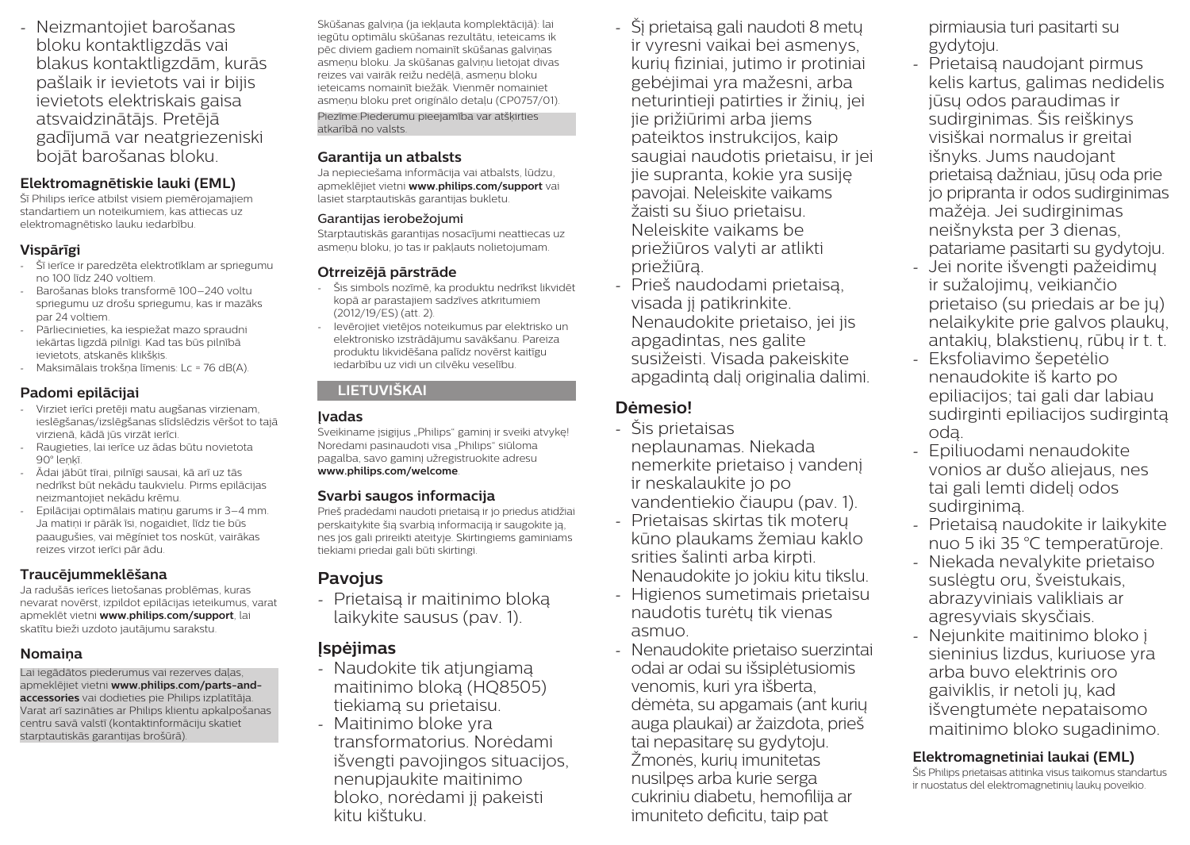- Neizmantojiet barošanas bloku kontaktligzdās vai blakus kontaktligzdām, kurās pašlaik ir ievietots vai ir bijis ievietots elektriskais gaisa atsvaidzinātājs. Pretējā gadījumā var neatgriezeniski bojāt barošanas bloku.

### Elektromagnētiskie lauki (EML)

Šī Philips ierīce atbilst visiem piemērojamajiem standartiem un noteikumiem, kas attiecas uz elektromagnētisko lauku iedarbību.

### Vispārīgi

- Šī ierīce ir paredzēta elektrotīklam ar spriegumu no 100 līdz 240 voltiem.
- Barošanas bloks transformē 100–240 voltu spriegumu uz drošu spriegumu, kas ir mazāks par 24 voltiem.
- Pārliecinieties, ka iespiežat mazo spraudni iekārtas ligzdā pilnīgi. Kad tas būs pilnībā ievietots, atskanēs klikšķis.
- Maksimālais trokšņa līmenis: Lc = 76 dB(A).

### Padomi epilācijai

- Virziet ierīci pretēji matu augšanas virzienam, ieslēgšanas/izslēgšanas slīdslēdzis vēršot to tajā virzienā, kādā jūs virzāt ierīci.
- Raugieties, lai ierīce uz ādas būtu novietota 90° leņķī.
- Ādai jābūt tīrai, pilnīgi sausai, kā arī uz tās nedrīkst būt nekādu taukvielu. Pirms epilācijas neizmantojiet nekādu krēmu.
- Epilācijai optimālais matiņu garums ir 3–4 mm. Ja matiņi ir pārāk īsi, nogaidiet, līdz tie būs paaugušies, vai mēģiniet tos noskūt, vairākas reizes virzot ierīci pār ādu.

### Traucējummeklēšana

Ja radušās ierīces lietošanas problēmas, kuras nevarat novērst, izpildot epilācijas ieteikumus, varat apmeklēt vietni **www.philips.com/support**, lai skatītu bieži uzdoto jautājumu sarakstu.

### Nomaiņa

Lai iegādātos piederumus vai rezerves daļas, apmeklējiet vietni **www.philips.com/parts-and-accessories** vai dodieties pie Philips izplatītāja. Varat arī sazināties ar Philips klientu apkalpošanas centru savā valstī (kontaktinformāciju skatiet starptautiskās garantijas brošūrā).

Skūšanas galviņa (ja iekļauta komplektācijā): lai iegūtu optimālu skūšanas rezultātu, ieteicams ik pēc diviem gadiem nomainīt skūšanas galviņas asmeņu bloku. Ja skūšanas galviņu lietojat divas reizes vai vairāk reižu nedēļā, asmeņu bloku ieteicams nomainīt biežāk. Vienmēr nomainiet asmeņu bloku pret oriģinālo detaļu (CP0757/01).

Piezīme.Piederumu pieejamība var atšķirties atkarībā no valsts.

### Garantija un atbalsts

Ja nepieciešama informācija vai atbalsts, lūdzu, apmeklējiet vietni **www.philips.com/support** vai lasiet starptautiskās garantijas bukletu.

#### Garantijas ierobežojumi

Starptautiskās garantijas nosacījumi neattiecas uz asmeņu bloku, jo tas ir pakļauts nolietojumam.

### Otrreizējā pārstrāde

- Šis simbols nozīmē, ka produktu nedrīkst likvidēt kopā ar parastajiem sadzīves atkritumiem (2012/19/ES) (att. 2).
- Ievērojiet vietējos noteikumus par elektrisko un elektronisko izstrādājumu savākšanu. Pareiza produktu likvidēšana palīdz novērst kaitīgu iedarbību uz vidi un cilvēku veselību.

## LIETUVIŠKAI

### Įvadas

Sveikiname įsigijus „Philips" gaminį ir sveiki atvykę! Norėdami pasinaudoti visa „Philips" siūloma pagalba, savo gaminį užregistruokite adresu **www.philips.com/welcome**.

### Svarbi saugos informacija

Prieš pradėdami naudoti prietaisą ir jo priedus atidžiai perskaitykite šią svarbią informaciją ir saugokite ją, nes jos gali prireikti ateityje. Skirtingiems gaminiams tiekiami priedai gali būti skirtingi.

## Pavojus

- Prietaisą ir maitinimo bloką laikykite sausus (pav. 1).

## Įspėjimas

- Naudokite tik atjungiamą maitinimo bloką (HQ8505) tiekiamą su prietaisu.
- Maitinimo bloke yra transformatorius. Norėdami išvengti pavojingos situacijos, nenupjaukite maitinimo bloko, norėdami jį pakeisti kitu kištuku.
- Šį prietaisą gali naudoti 8 metų ir vyresni vaikai bei asmenys, kurių fiziniai, jutimo ir protiniai gebėjimai yra mažesni, arba neturintieji patirties ir žinių, jei jie prižiūrimi arba jiems pateiktos instrukcijos, kaip saugiai naudotis prietaisu, ir jei jie supranta, kokie yra susiję pavojai. Neleiskite vaikams žaisti su šiuo prietaisu. Neleiskite vaikams be priežiūros valyti ar atlikti priežiūrą.
- Prieš naudodami prietaisą, visada jį patikrinkite. Nenaudokite prietaiso, jei jis apgadintas, nes galite susižeisti. Visada pakeiskite apgadintą dalį originalia dalimi.

## Dėmesio!

- Šis prietaisas neplaunamas. Niekada nemerkite prietaiso į vandenį ir neskalaukite jo po vandentiekio čiaupu (pav. 1).
- Prietaisas skirtas tik moterų kūno plaukams žemiau kaklo srities šalinti arba kirpti. Nenaudokite jo jokiu kitu tikslu.
- Higienos sumetimais prietaisu naudotis turėtų tik vienas asmuo.
- Nenaudokite prietaiso suerzintai odai ar odai su išsiplėtusiomis venomis, kuri yra išberta, dėmėta, su apgamais (ant kurių auga plaukai) ar žaizdota, prieš tai nepasitarę su gydytoju. Žmonės, kurių imunitetas nusilpęs arba kurie serga cukriniu diabetu, hemofilija ar imuniteto deficitu, taip pat pirmiausia turi pasitarti su gydytoju.
- Prietaisą naudojant pirmus kelis kartus, galimas nedidelis jūsų odos paraudimas ir sudirginimas. Šis reiškinys visiškai normalus ir greitai išnyks. Jums naudojant prietaisą dažniau, jūsų oda prie jo pripranta ir odos sudirginimas mažėja. Jei sudirginimas neišnyksta per 3 dienas, patariame pasitarti su gydytoju.
- Jei norite išvengti pažeidimų ir sužalojimų, veikiančio prietaiso (su priedais ar be jų) nelaikykite prie galvos plaukų, antakių, blakstienų, rūbų ir t. t.
- Eksfoliavimo šepetėlio nenaudokite iš karto po epiliacijos; tai gali dar labiau sudirginti epiliacijos sudirgintą odą.
- Epiliuodami nenaudokite vonios ar dušo aliejaus, nes tai gali lemti didelį odos sudirginimą.
- Prietaisą naudokite ir laikykite nuo 5 iki 35 °C temperatūroje.
- Niekada nevalykite prietaiso suslėgtu oru, šveistukais, abrazyviniais valikliais ar agresyviais skysčiais.
- Nejunkite maitinimo bloko į sieninius lizdus, kuriuose yra arba buvo elektrinis oro gaiviklis, ir netoli jų, kad išvengtumėte nepataisomo maitinimo bloko sugadinimo.

### Elektromagnetiniai laukai (EML)

Šis Philips prietaisas atitinka visus taikomus standartus ir nuostatus dėl elektromagnetinių laukų poveikio.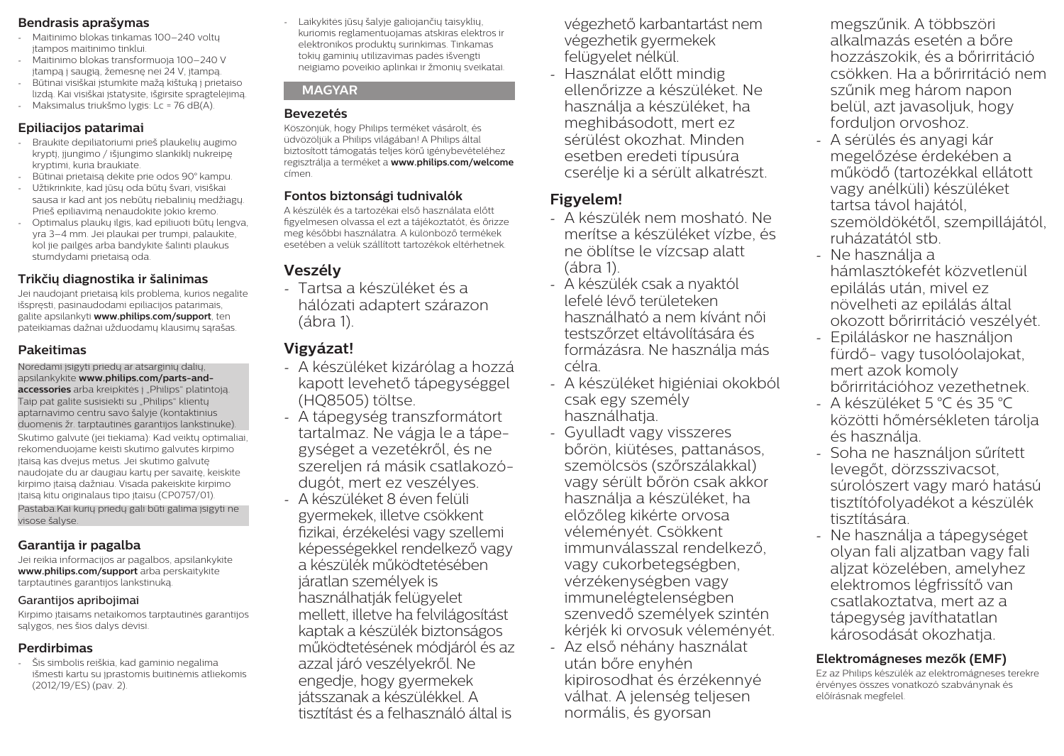## Bendrasis aprašymas

- Maitinimo blokas tinkamas 100–240 voltų įtampos maitinimo tinklui.
- Maitinimo blokas transformuoja 100–240 V įtampą į saugią, žemesnę nei 24 V, įtampą.
- Būtinai visiškai įstumkite mažą kištuką į prietaiso lizdą. Kai visiškai įstatysite, išgirsite spragtelėjimą.
- Maksimalus triukšmo lygis: Lc = 76 dB(A).

## Epiliacijos patarimai

- Braukite depiliatoriumi prieš plaukelių augimo kryptį, įjungimo / išjungimo slankiklį nukreipę kryptimi, kuria braukiate.
- Būtinai prietaisą dėkite prie odos 90° kampu.
- Užtikrinkite, kad jūsų oda būtų švari, visiškai sausa ir kad ant jos nebūtų riebalinių medžiagų. Prieš epiliavimą nenaudokite jokio kremo.
- Optimalus plaukų ilgis, kad epiliuoti būtų lengva, yra 3–4 mm. Jei plaukai per trumpi, palaukite, kol jie pailgės arba bandykite šalinti plaukus stumdydami prietaisą oda.

## Trikčių diagnostika ir šalinimas

Jei naudojant prietaisą kils problema, kurios negalite išspręsti, pasinaudodami epiliacijos patarimais, galite apsilankyti **www.philips.com/support**, ten pateikiamas dažnai užduodamų klausimų sąrašas.

## Pakeitimas

Norėdami įsigyti priedų ar atsarginių dalių, apsilankykite **www.philips.com/parts-and-accessories** arba kreipkitės į „Philips" platintoją. Taip pat galite susisiekti su „Philips" klientų aptarnavimo centru savo šalyje (kontaktinius duomenis žr. tarptautinės garantijos lankstinuke).

Skutimo galvutė (jei tiekiama): Kad veiktų optimaliai, rekomenduojame keisti skutimo galvutės kirpimo įtaisą kas dvejus metus. Jei skutimo galvutę naudojate du ar daugiau kartų per savaitę, keiskite kirpimo įtaisą dažniau. Visada pakeiskite kirpimo įtaisą kitu originalaus tipo įtaisu (CP0757/01).

Pastaba:Kai kurių priedų gali būti galima įsigyti ne visose šalyse.

## Garantija ir pagalba

Jei reikia informacijos ar pagalbos, apsilankykite **www.philips.com/support** arba perskaitykite tarptautinės garantijos lankstinuką.

### Garantijos apribojimai

Kirpimo įtaisams netaikomos tarptautinės garantijos sąlygos, nes šios dalys dėvisi.

## Perdirbimas

- Šis simbolis reiškia, kad gaminio negalima išmesti kartu su įprastomis buitinėmis atliekomis (2012/19/ES) (pav. 2).
- Laikykitės jūsų šalyje galiojančių taisyklių, kuriomis reglamentuojamas atskiras elektros ir elektronikos produktų surinkimas. Tinkamas tokių gaminių utilizavimas padės išvengti neigiamo poveikio aplinkai ir žmonių sveikatai.

# MAGYAR

## Bevezetés

Köszönjük, hogy Philips terméket vásárolt, és üdvözöljük a Philips világában! A Philips által biztosított támogatás teljes körű igénybevételéhez regisztrálja a terméket a **www.philips.com/welcome** címen.

## Fontos biztonsági tudnivalók

A készülék és a tartozékai első használata előtt figyelmesen olvassa el ezt a tájékoztatót, és őrizze meg későbbi használatra. A különböző termékek esetében a velük szállított tartozékok eltérhetnek.

## Veszély

- Tartsa a készüléket és a hálózati adaptert szárazon (ábra 1).

## Vigyázat!

- A készüléket kizárólag a hozzá kapott levehető tápegységgel (HQ8505) töltse.
- A tápegység transzformátort tartalmaz. Ne vágja le a tápegységet a vezetékről, és ne szereljen rá másik csatlakozódugót, mert ez veszélyes.
- A készüléket 8 éven felüli gyermekek, illetve csökkent fizikai, érzékelési vagy szellemi képességekkel rendelkező vagy a készülék működtetésében járatlan személyek is használhatják felügyelet mellett, illetve ha felvilágosítást kaptak a készülék biztonságos működtetésének módjáról és az azzal járó veszélyekről. Ne engedje, hogy gyermekek játsszanak a készülékkel. A tisztítást és a felhasználó által is végezhető karbantartást nem végezhetik gyermekek felügyelet nélkül.
- Használat előtt mindig ellenőrizze a készüléket. Ne használja a készüléket, ha meghibásodott, mert ez sérülést okozhat. Minden esetben eredeti típusúra cserélje ki a sérült alkatrészt.

## Figyelem!

- A készülék nem mosható. Ne merítse a készüléket vízbe, és ne öblítse le vízcsap alatt (ábra 1).
- A készülék csak a nyaktól lefelé lévő területeken használható a nem kívánt női testszőrzet eltávolítására és formázásra. Ne használja más célra.
- A készüléket higiéniai okokból csak egy személy használhatja.
- Gyulladt vagy visszeres bőrön, kiütéses, pattanásos, szemölcsös (szőrszálakkal) vagy sérült bőrön csak akkor használja a készüléket, ha előzőleg kikérte orvosa véleményét. Csökkent immunválasszal rendelkező, vagy cukorbetegségben, vérzékenységben vagy immunelégtelenségben szenvedő személyek szintén kérjék ki orvosuk véleményét.
- Az első néhány használat után bőre enyhén kipirosodhat és érzékennyé válhat. A jelenség teljesen normális, és gyorsan megszűnik. A többszöri alkalmazás esetén a bőre hozzászokik, és a bőrirritáció csökken. Ha a bőrirritáció nem szűnik meg három napon belül, azt javasoljuk, hogy forduljon orvoshoz.
- A sérülés és anyagi kár megelőzése érdekében a működő (tartozékkal ellátott vagy anélküli) készüléket tartsa távol hajától, szemöldökétől, szempillájától, ruházatától stb.
- Ne használja a hámlasztókefét közvetlenül epilálás után, mivel ez növelheti az epilálás által okozott bőrirritáció veszélyét.
- Epiláláskor ne használjon fürdő- vagy tusolóolajokat, mert azok komoly bőrirritációhoz vezethetnek.
- A készüléket 5 °C és 35 °C közötti hőmérsékleten tárolja és használja.
- Soha ne használjon sűrített levegőt, dörzsszivacsot, súrolószert vagy maró hatású tisztítófolyadékot a készülék tisztítására.
- Ne használja a tápegységet olyan fali aljzatban vagy fali aljzat közelében, amelyhez elektromos légfrissítő van csatlakoztatva, mert az a tápegység javíthatatlan károsodását okozhatja.

## Elektromágneses mezők (EMF)

Ez az Philips készülék az elektromágneses terekre érvényes összes vonatkozó szabványnak és előírásnak megfelel.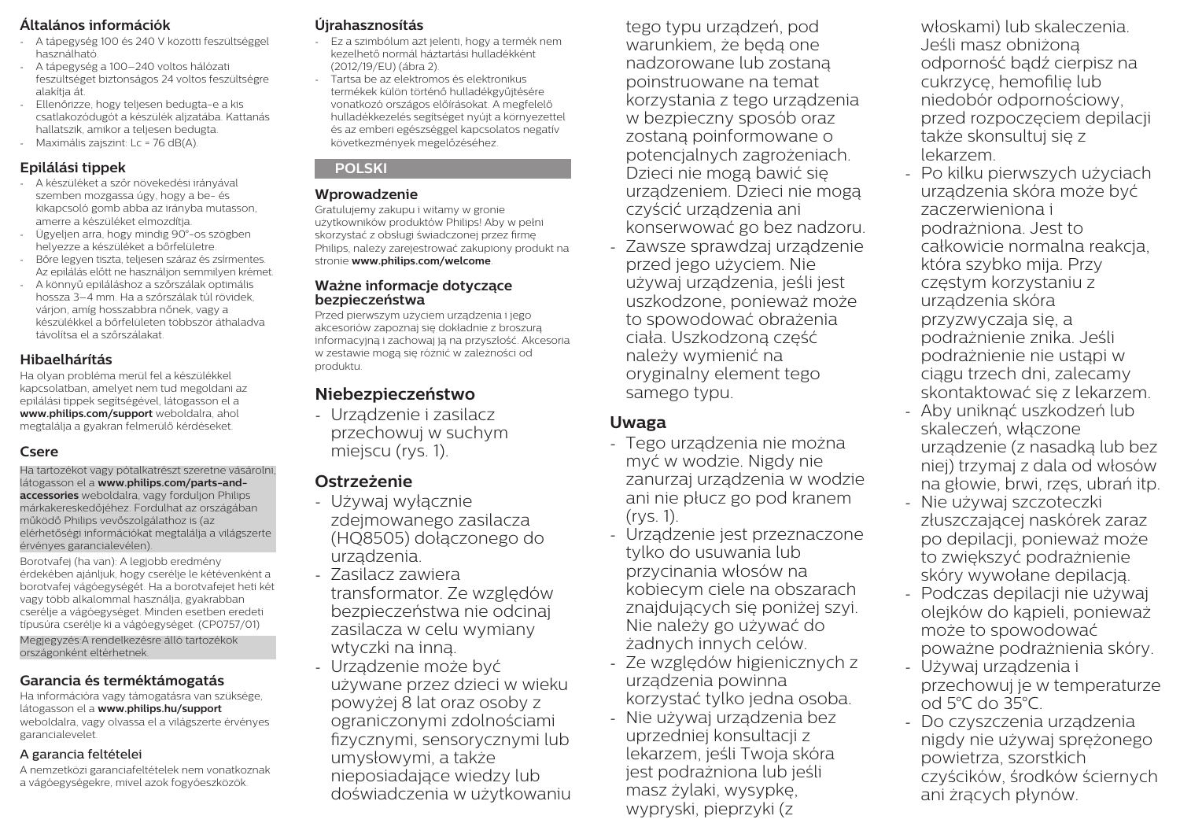## Általános információk

- A tápegység 100 és 240 V közötti feszültséggel használható.
- A tápegység a 100–240 voltos hálózati feszültséget biztonságos 24 voltos feszültségre alakítja át.
- Ellenőrizze, hogy teljesen bedugta-e a kis csatlakozódugót a készülék aljzatába. Kattanás hallatszik, amikor a teljesen bedugta.
- Maximális zajszint: Lc = 76 dB(A).

## Epilálási tippek

- A készüléket a szőr növekedési irányával szemben mozgassa úgy, hogy a be- és kikapcsoló gomb abba az irányba mutasson, amerre a készüléket elmozdítja.
- Ügyeljen arra, hogy mindig 90°-os szögben helyezze a készüléket a bőrfelületre.
- Bőre legyen tiszta, teljesen száraz és zsírmentes. Az epilálás előtt ne használjon semmilyen krémet.
- A könnyű epiláláshoz a szőrszálak optimális hossza 3–4 mm. Ha a szőrszálak túl rövidek, várjon, amíg hosszabbra nőnek, vagy a készülékkel a bőrfelületen többször áthaladva távolítsa el a szőrszálakat.

## Hibaelhárítás

Ha olyan probléma merül fel a készülékkel kapcsolatban, amelyet nem tud megoldani az epilálási tippek segítségével, látogasson el a **www.philips.com/support** weboldalra, ahol megtalálja a gyakran felmerülő kérdéseket.

## Csere

Ha tartozékot vagy pótalkatrészt szeretne vásárolni, látogasson el a **www.philips.com/parts-and-accessories** weboldalra, vagy forduljon Philips márkakereskedőjéhez. Fordulhat az országában működő Philips vevőszolgálathoz is (az elérhetőségi információkat megtalálja a világszerte érvényes garancialevélen).

Borotvafej (ha van): A legjobb eredmény érdekében ajánljuk, hogy cserélje le kétévenként a borotvafej vágóegységét. Ha a borotvafejet heti két vagy több alkalommal használja, gyakrabban cserélje a vágóegységet. Minden esetben eredeti típusúra cserélje ki a vágóegységet. (CP0757/01)

Megjegyzés:A rendelkezésre álló tartozékok országonként eltérhetnek.

## Garancia és terméktámogatás

Ha információra vagy támogatásra van szüksége, látogasson el a **www.philips.hu/support** weboldalra, vagy olvassa el a világszerte érvényes garancialevelet.

### A garancia feltételei

A nemzetközi garanciafeltételek nem vonatkoznak a vágóegységekre, mivel azok fogyóeszközök.

## Újrahasznosítás

- Ez a szimbólum azt jelenti, hogy a termék nem kezelhető normál háztartási hulladékként (2012/19/EU) (ábra 2).
- Tartsa be az elektromos és elektronikus termékek külön történő hulladékgyűjtésére vonatkozó országos előírásokat. A megfelelő hulladékkezelés segítséget nyújt a környezettel és az emberi egészséggel kapcsolatos negatív következmények megelőzéséhez.

# POLSKI

## Wprowadzenie

Gratulujemy zakupu i witamy w gronie użytkowników produktów Philips! Aby w pełni skorzystać z obsługi świadczonej przez firmę Philips, należy zarejestrować zakupiony produkt na stronie **www.philips.com/welcome**.

## Ważne informacje dotyczące bezpieczeństwa

Przed pierwszym użyciem urządzenia i jego akcesoriów zapoznaj się dokładnie z broszurą informacyjną i zachowaj ją na przyszłość. Akcesoria w zestawie mogą się różnić w zależności od produktu.

## Niebezpieczeństwo

- Urządzenie i zasilacz przechowuj w suchym miejscu (rys. 1).

## Ostrzeżenie

- Używaj wyłącznie zdejmowanego zasilacza (HQ8505) dołączonego do urządzenia.
- Zasilacz zawiera transformator. Ze względów bezpieczeństwa nie odcinaj zasilacza w celu wymiany wtyczki na inną.
- Urządzenie może być używane przez dzieci w wieku powyżej 8 lat oraz osoby z ograniczonymi zdolnościami fizycznymi, sensorycznymi lub umysłowymi, a także nieposiadające wiedzy lub doświadczenia w użytkowaniu tego typu urządzeń, pod warunkiem, że będą one nadzorowane lub zostaną poinstruowane na temat korzystania z tego urządzenia w bezpieczny sposób oraz zostaną poinformowane o potencjalnych zagrożeniach. Dzieci nie mogą bawić się urządzeniem. Dzieci nie mogą czyścić urządzenia ani konserwować go bez nadzoru.
- Zawsze sprawdzaj urządzenie przed jego użyciem. Nie używaj urządzenia, jeśli jest uszkodzone, ponieważ może to spowodować obrażenia ciała. Uszkodzoną część należy wymienić na oryginalny element tego samego typu.

## Uwaga

- Tego urządzenia nie można myć w wodzie. Nigdy nie zanurzaj urządzenia w wodzie ani nie płucz go pod kranem (rys. 1).
- Urządzenie jest przeznaczone tylko do usuwania lub przycinania włosów na kobiecym ciele na obszarach znajdujących się poniżej szyi. Nie należy go używać do żadnych innych celów.
- Ze względów higienicznych z urządzenia powinna korzystać tylko jedna osoba.
- Nie używaj urządzenia bez uprzedniej konsultacji z lekarzem, jeśli Twoja skóra jest podrażniona lub jeśli masz żylaki, wysypkę, wypryski, pieprzyki (z włoskami) lub skaleczenia. Jeśli masz obniżoną odporność bądź cierpisz na cukrzycę, hemofilię lub niedobór odpornościowy, przed rozpoczęciem depilacji także skonsultuj się z lekarzem.
- Po kilku pierwszych użyciach urządzenia skóra może być zaczerwieniona i podrażniona. Jest to całkowicie normalna reakcja, która szybko mija. Przy częstym korzystaniu z urządzenia skóra przyzwyczaja się, a podrażnienie znika. Jeśli podrażnienie nie ustąpi w ciągu trzech dni, zalecamy skontaktować się z lekarzem.
- Aby uniknąć uszkodzeń lub skaleczeń, włączone urządzenie (z nasadką lub bez niej) trzymaj z dala od włosów na głowie, brwi, rzęs, ubrań itp.
- Nie używaj szczoteczki złuszczającej naskórek zaraz po depilacji, ponieważ może to zwiększyć podrażnienie skóry wywołane depilacją.
- Podczas depilacji nie używaj olejków do kąpieli, ponieważ może to spowodować poważne podrażnienia skóry.
- Używaj urządzenia i przechowuj je w temperaturze od 5°C do 35°C.
- Do czyszczenia urządzenia nigdy nie używaj sprężonego powietrza, szorstkich czyścików, środków ściernych ani żrących płynów.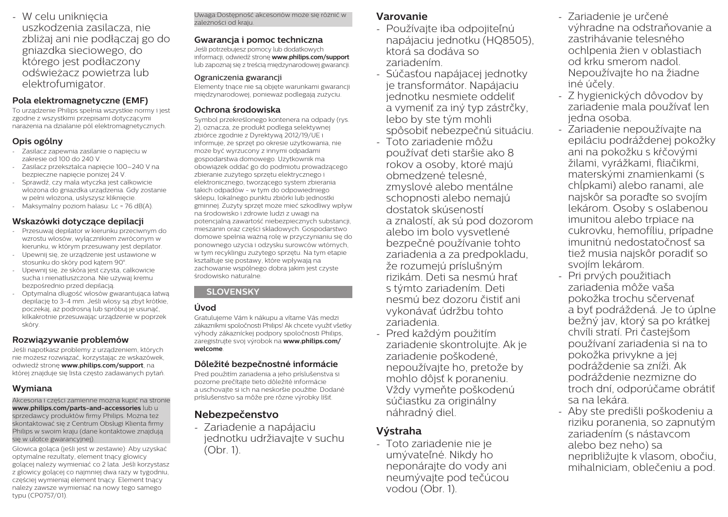- W celu uniknięcia uszkodzenia zasilacza, nie zbliżaj ani nie podłączaj go do gniazdka sieciowego, do którego jest podłączony odświeżacz powietrza lub elektrofumigator.

## Pola elektromagnetyczne (EMF)

To urządzenie Philips spełnia wszystkie normy i jest zgodne z wszystkimi przepisami dotyczącymi narażenia na działanie pól elektromagnetycznych.

## Opis ogólny

- Zasilacz zapewnia zasilanie o napięciu w zakresie od 100 do 240 V.
- Zasilacz przekształca napięcie 100–240 V na bezpieczne napięcie poniżej 24 V.
- Sprawdź, czy mała wtyczka jest całkowicie włożona do gniazdka urządzenia. Gdy zostanie w pełni włożona, usłyszysz kliknięcie.
- Maksymalny poziom hałasu: Lc = 76 dB(A).

## Wskazówki dotyczące depilacji

- Przesuwaj depilator w kierunku przeciwnym do wzrostu włosów, wyłącznikiem zwróconym w kierunku, w którym przesuwany jest depilator.
- Upewnij się, że urządzenie jest ustawione w stosunku do skóry pod kątem 90°.
- Upewnij się, że skóra jest czysta, całkowicie sucha i nienatłuszczona. Nie używaj kremu bezpośrednio przed depilacją.
- Optymalna długość włosów gwarantująca łatwą depilację to 3-4 mm. Jeśli włosy są zbyt krótkie, poczekaj, aż podrosną lub spróbuj je usunąć, kilkakrotnie przesuwając urządzenie w poprzek skóry.

## Rozwiązywanie problemów

Jeśli napotkasz problemy z urządzeniem, których nie możesz rozwiązać, korzystając ze wskazówek, odwiedź stronę **www.philips.com/support**, na której znajduje się lista często zadawanych pytań.

## Wymiana

Akcesoria i części zamienne można kupić na stronie **www.philips.com/parts-and-accessories** lub u sprzedawcy produktów firmy Philips. Można też skontaktować się z Centrum Obsługi Klienta firmy Philips w swoim kraju (dane kontaktowe znajdują się w ulotce gwarancyjnej).

Głowica goląca (jeśli jest w zestawie): Aby uzyskać optymalne rezultaty, element tnący głowicy golącej należy wymieniać co 2 lata. Jeśli korzystasz z głowicy golącej co najmniej dwa razy w tygodniu, częściej wymieniaj element tnący. Element tnący należy zawsze wymieniać na nowy tego samego typu (CP0757/01).

Uwaga:Dostępność akcesoriów może się różnić w zależności od kraju.

## Gwarancja i pomoc techniczna

Jeśli potrzebujesz pomocy lub dodatkowych informacji, odwiedź stronę **www.philips.com/support** lub zapoznaj się z treścią międzynarodowej gwarancji.

### Ograniczenia gwarancji

Elementy tnące nie są objęte warunkami gwarancji międzynarodowej, ponieważ podlegają zużyciu.

## Ochrona środowiska

Symbol przekreślonego kontenera na odpady (rys. 2), oznacza, że produkt podlega selektywnej zbiórce zgodnie z Dyrektywą 2012/19/UE i informuje, że sprzęt po okresie użytkowania, nie może być wyrzucony z innymi odpadami gospodarstwa domowego. Użytkownik ma obowiązek oddać go do podmiotu prowadzącego zbieranie zużytego sprzętu elektrycznego i elektronicznego, tworzącego system zbierania takich odpadów - w tym do odpowiedniego sklepu, lokalnego punktu zbiórki lub jednostki gminnej. Zużyty sprzęt może mieć szkodliwy wpływ na środowisko i zdrowie ludzi z uwagi na potencjalną zawartość niebezpiecznych substancji, mieszanin oraz części składowych. Gospodarstwo domowe spełnia ważną rolę w przyczynianiu się do ponownego użycia i odzysku surowców wtórnych, w tym recyklingu zużytego sprzętu. Na tym etapie kształtuje się postawy, które wpływają na zachowanie wspólnego dobra jakim jest czyste środowisko naturalne.

# SLOVENSKY

## Úvod

Gratulujeme Vám k nákupu a vítame Vás medzi zákazníkmi spoločnosti Philips! Ak chcete využiť všetky výhody zákazníckej podpory spoločnosti Philips, zaregistrujte svoj výrobok na **www.philips.com/welcome**.

## Dôležité bezpečnostné informácie

Pred použitím zariadenia a jeho príslušenstva si pozorne prečítajte tieto dôležité informácie a uschovajte si ich na neskoršie použitie. Dodané príslušenstvo sa môže pre rôzne výrobky líšiť.

## Nebezpečenstvo

- Zariadenie a napájaciu jednotku udržiavajte v suchu (Obr. 1).

## Varovanie

- Používajte iba odpojiteľnú napájaciu jednotku (HQ8505), ktorá sa dodáva so zariadením.
- Súčasťou napájacej jednotky je transformátor. Napájaciu jednotku nesmiete oddeliť a vymeniť za iný typ zástrčky, lebo by ste tým mohli spôsobiť nebezpečnú situáciu.
- Toto zariadenie môžu používať deti staršie ako 8 rokov a osoby, ktoré majú obmedzené telesné, zmyslové alebo mentálne schopnosti alebo nemajú dostatok skúseností a znalostí, ak sú pod dozorom alebo im bolo vysvetlené bezpečné používanie tohto zariadenia a za predpokladu, že rozumejú príslušným rizikám. Deti sa nesmú hrať s týmto zariadením. Deti nesmú bez dozoru čistiť ani vykonávať údržbu tohto zariadenia.
- Pred každým použitím zariadenie skontrolujte. Ak je zariadenie poškodené, nepoužívajte ho, pretože by mohlo dôjsť k poraneniu. Vždy vymeňte poškodenú súčiastku za originálny náhradný diel.

## Výstraha

- Toto zariadenie nie je umývateľné. Nikdy ho neponárajte do vody ani neumývajte pod tečúcou vodou (Obr. 1).
- Zariadenie je určené výhradne na odstraňovanie a zastrihávanie telesného ochlpenia žien v oblastiach od krku smerom nadol. Nepoužívajte ho na žiadne iné účely.
- Z hygienických dôvodov by zariadenie mala používať len jedna osoba.
- Zariadenie nepoužívajte na epiláciu podráždenej pokožky ani na pokožku s kŕčovými žilami, vyrážkami, fliačikmi, materskými znamienkami (s chĺpkami) alebo ranami, ale najskôr sa poraďte so svojím lekárom. Osoby s oslabenou imunitou alebo trpiace na cukrovku, hemofíliu, prípadne imunitnú nedostatočnosť sa tiež musia najskôr poradiť so svojím lekárom.
- Pri prvých použitiach zariadenia môže vaša pokožka trochu sčervenať a byť podráždená. Je to úplne bežný jav, ktorý sa po krátkej chvíli stratí. Pri častejšom používaní zariadenia si na to pokožka privykne a jej podráždenie sa zníži. Ak podráždenie nezmizne do troch dní, odporúčame obrátiť sa na lekára.
- Aby ste predišli poškodeniu a riziku poranenia, so zapnutým zariadením (s nástavcom alebo bez neho) sa nepribližujte k vlasom, obočiu, mihalniciam, oblečeniu a pod.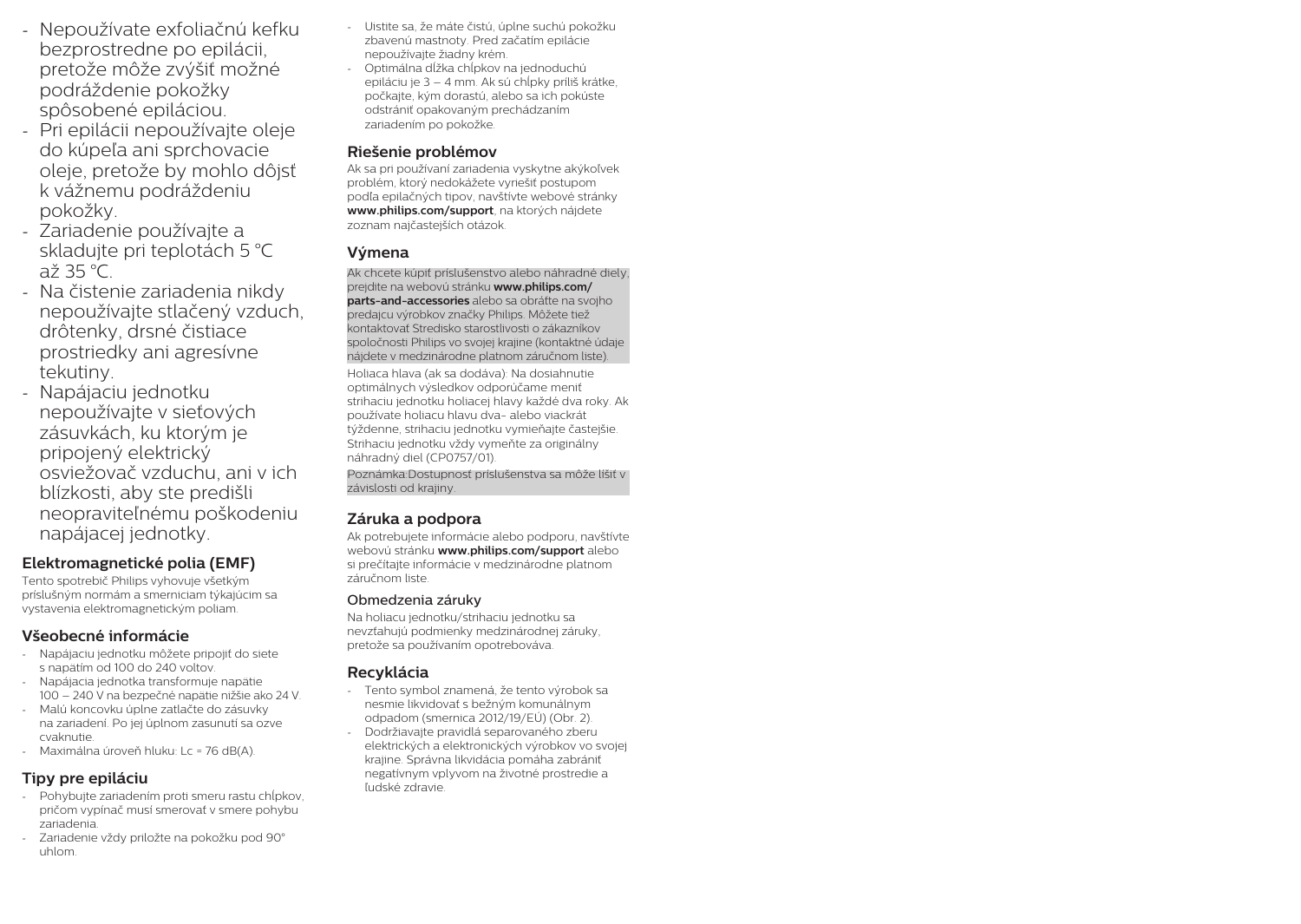- Nepoužívate exfoliačnú kefku bezprostredne po epilácii, pretože môže zvýšiť možné podráždenie pokožky spôsobené epiláciou.
- Pri epilácii nepoužívajte oleje do kúpeľa ani sprchovacie oleje, pretože by mohlo dôjsť k vážnemu podráždeniu pokožky.
- Zariadenie používajte a skladujte pri teplotách 5 °C až 35 °C.
- Na čistenie zariadenia nikdy nepoužívajte stlačený vzduch, drôtenky, drsné čistiace prostriedky ani agresívne tekutiny.
- Napájaciu jednotku nepoužívajte v sieťových zásuvkách, ku ktorým je pripojený elektrický osviežovač vzduchu, ani v ich blízkosti, aby ste predišli neopraviteľnému poškodeniu napájacej jednotky.

## Elektromagnetické polia (EMF)

Tento spotrebič Philips vyhovuje všetkým príslušným normám a smerniciam týkajúcim sa vystavenia elektromagnetickým poliam.

## Všeobecné informácie

- Napájaciu jednotku môžete pripojiť do siete s napätím od 100 do 240 voltov.
- Napájacia jednotka transformuje napätie 100 – 240 V na bezpečné napätie nižšie ako 24 V.
- Malú koncovku úplne zatlačte do zásuvky na zariadení. Po jej úplnom zasunutí sa ozve cvaknutie.
- Maximálna úroveň hluku: Lc = 76 dB(A).

## Tipy pre epiláciu

- Pohybujte zariadením proti smeru rastu chĺpkov, pričom vypínač musí smerovať v smere pohybu zariadenia.
- Zariadenie vždy priložte na pokožku pod 90° uhlom.
- Uistite sa, že máte čistú, úplne suchú pokožku zbavenú mastnoty. Pred začatím epilácie nepoužívajte žiadny krém.
- Optimálna dĺžka chĺpkov na jednoduchú epiláciu je 3 – 4 mm. Ak sú chĺpky príliš krátke, počkajte, kým dorastú, alebo sa ich pokúste odstrániť opakovaným prechádzaním zariadením po pokožke.

## Riešenie problémov

Ak sa pri používaní zariadenia vyskytne akýkoľvek problém, ktorý nedokážete vyriešiť postupom podľa epilačných tipov, navštívte webové stránky **www.philips.com/support**, na ktorých nájdete zoznam najčastejších otázok.

## Výmena

Ak chcete kúpiť príslušenstvo alebo náhradné diely, prejdite na webovú stránku **www.philips.com/parts-and-accessories** alebo sa obráťte na svojho predajcu výrobkov značky Philips. Môžete tiež kontaktovať Stredisko starostlivosti o zákazníkov spoločnosti Philips vo svojej krajine (kontaktné údaje nájdete v medzinárodne platnom záručnom liste).

Holiaca hlava (ak sa dodáva): Na dosiahnutie optimálnych výsledkov odporúčame meniť strihaciu jednotku holiacej hlavy každé dva roky. Ak používate holiacu hlavu dva- alebo viackrát týždenne, strihaciu jednotku vymieňajte častejšie. Strihaciu jednotku vždy vymeňte za originálny náhradný diel (CP0757/01).

Poznámka:Dostupnosť príslušenstva sa môže líšiť v závislosti od krajiny.

## Záruka a podpora

Ak potrebujete informácie alebo podporu, navštívte webovú stránku **www.philips.com/support** alebo si prečítajte informácie v medzinárodne platnom záručnom liste.

### Obmedzenia záruky

Na holiacu jednotku/strihaciu jednotku sa nevzťahujú podmienky medzinárodnej záruky, pretože sa používaním opotrebováva.

## Recyklácia

- Tento symbol znamená, že tento výrobok sa nesmie likvidovať s bežným komunálnym odpadom (smernica 2012/19/EÚ) (Obr. 2).
- Dodržiavajte pravidlá separovaného zberu elektrických a elektronických výrobkov vo svojej krajine. Správna likvidácia pomáha zabrániť negatívnym vplyvom na životné prostredie a ľudské zdravie.